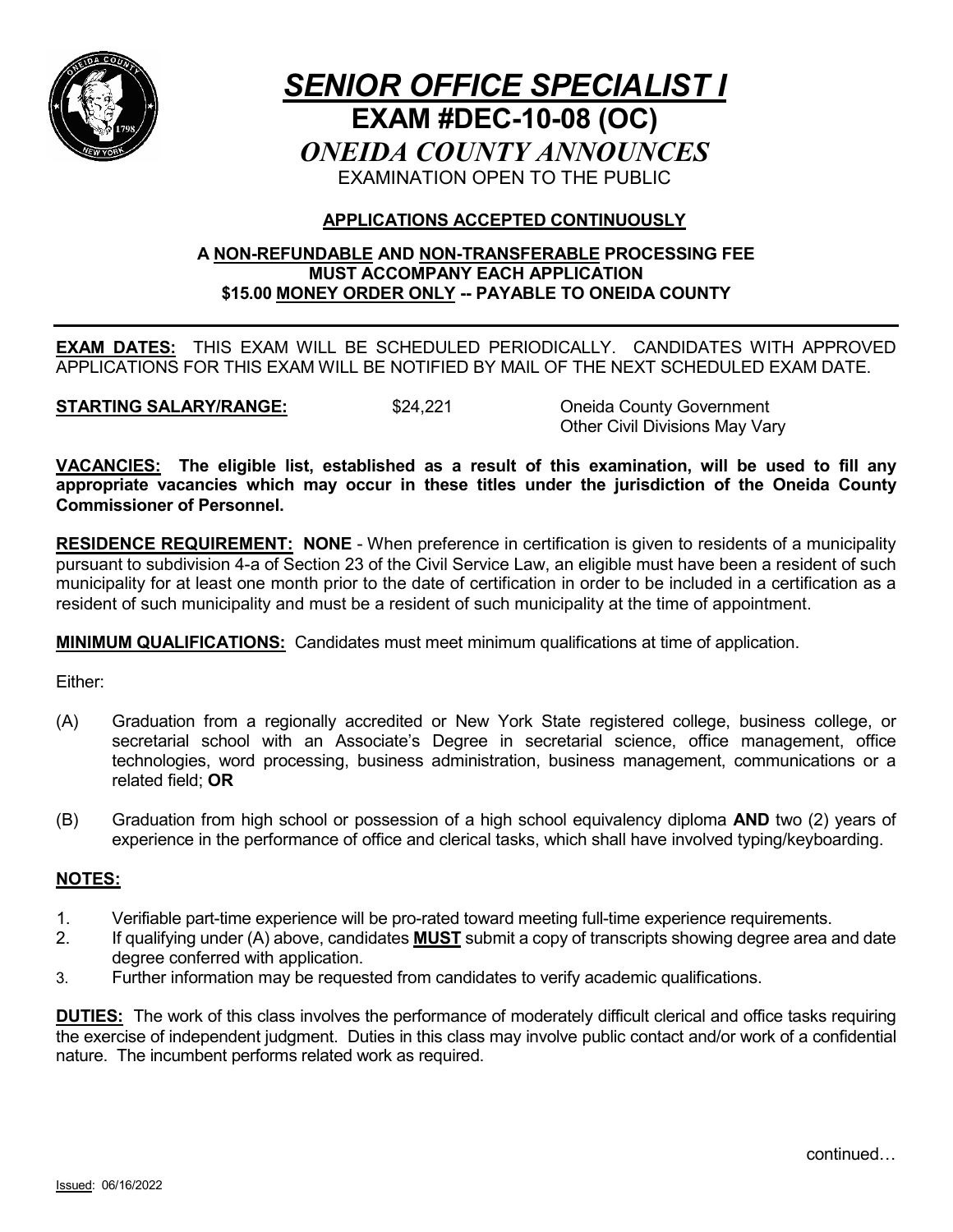# *SENIOR OFFICE SPECIALIST I*

## EXAM #DEC-10-08 (OC)

## *ONEIDA COUNTY ANNOUNCES*

EXAMINATION OPEN TO THE PUBLIC

**APPLICATIONS ACCEPTED CONTINUOUSLY**

**A NON-REFUNDABLE AND NON-TRANSFERABLE PROCESSING FEE MUST ACCOMPANY EACH APPLICATION $15.00 MONEY ORDER ONLY -- PAYABLE TO ONEIDA COUNTY**

---

**EXAM DATES:** THIS EXAM WILL BE SCHEDULED PERIODICALLY. CANDIDATES WITH APPROVED APPLICATIONS FOR THIS EXAM WILL BE NOTIFIED BY MAIL OF THE NEXT SCHEDULED EXAM DATE.

**STARTING SALARY/RANGE:** $24,221 Oneida County Government
Other Civil Divisions May Vary

**VACANCIES:** **The eligible list, established as a result of this examination, will be used to fill any appropriate vacancies which may occur in these titles under the jurisdiction of the Oneida County Commissioner of Personnel.**

**RESIDENCE REQUIREMENT: NONE** - When preference in certification is given to residents of a municipality pursuant to subdivision 4-a of Section 23 of the Civil Service Law, an eligible must have been a resident of such municipality for at least one month prior to the date of certification in order to be included in a certification as a resident of such municipality and must be a resident of such municipality at the time of appointment.

**MINIMUM QUALIFICATIONS:** Candidates must meet minimum qualifications at time of application.

Either:

(A) Graduation from a regionally accredited or New York State registered college, business college, or secretarial school with an Associate's Degree in secretarial science, office management, office technologies, word processing, business administration, business management, communications or a related field; **OR**

(B) Graduation from high school or possession of a high school equivalency diploma **AND** two (2) years of experience in the performance of office and clerical tasks, which shall have involved typing/keyboarding.

**NOTES:**

1. Verifiable part-time experience will be pro-rated toward meeting full-time experience requirements.
2. If qualifying under (A) above, candidates **MUST** submit a copy of transcripts showing degree area and date degree conferred with application.
3. Further information may be requested from candidates to verify academic qualifications.

**DUTIES:** The work of this class involves the performance of moderately difficult clerical and office tasks requiring the exercise of independent judgment. Duties in this class may involve public contact and/or work of a confidential nature. The incumbent performs related work as required.

continued…

Issued: 06/16/2022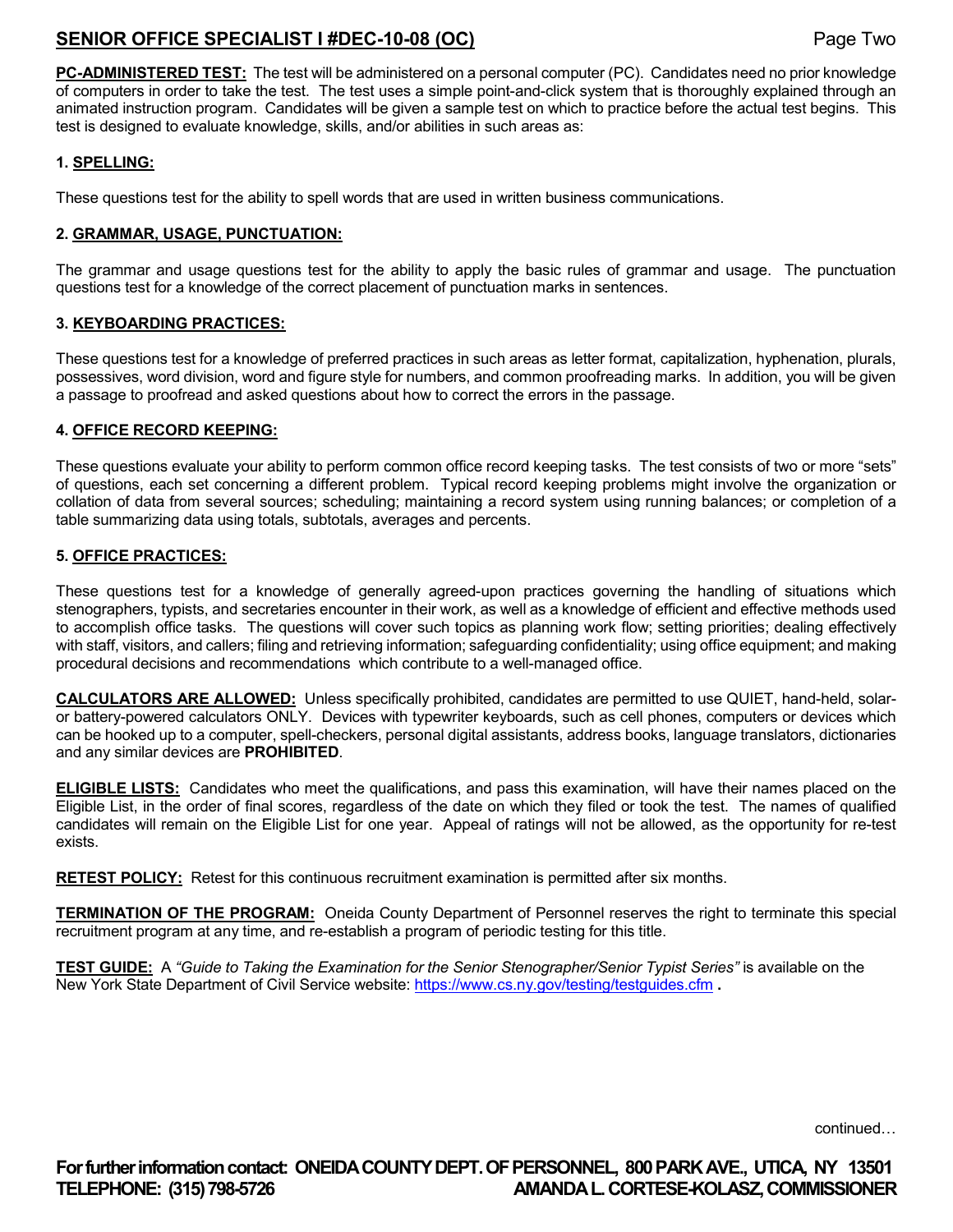**PC-ADMINISTERED TEST:** The test will be administered on a personal computer (PC). Candidates need no prior knowledge of computers in order to take the test. The test uses a simple point-and-click system that is thoroughly explained through an animated instruction program. Candidates will be given a sample test on which to practice before the actual test begins. This test is designed to evaluate knowledge, skills, and/or abilities in such areas as:

**1. SPELLING:**

These questions test for the ability to spell words that are used in written business communications.

**2. GRAMMAR, USAGE, PUNCTUATION:**

The grammar and usage questions test for the ability to apply the basic rules of grammar and usage. The punctuation questions test for a knowledge of the correct placement of punctuation marks in sentences.

**3. KEYBOARDING PRACTICES:**

These questions test for a knowledge of preferred practices in such areas as letter format, capitalization, hyphenation, plurals, possessives, word division, word and figure style for numbers, and common proofreading marks. In addition, you will be given a passage to proofread and asked questions about how to correct the errors in the passage.

**4. OFFICE RECORD KEEPING:**

These questions evaluate your ability to perform common office record keeping tasks. The test consists of two or more "sets" of questions, each set concerning a different problem. Typical record keeping problems might involve the organization or collation of data from several sources; scheduling; maintaining a record system using running balances; or completion of a table summarizing data using totals, subtotals, averages and percents.

**5. OFFICE PRACTICES:**

These questions test for a knowledge of generally agreed-upon practices governing the handling of situations which stenographers, typists, and secretaries encounter in their work, as well as a knowledge of efficient and effective methods used to accomplish office tasks. The questions will cover such topics as planning work flow; setting priorities; dealing effectively with staff, visitors, and callers; filing and retrieving information; safeguarding confidentiality; using office equipment; and making procedural decisions and recommendations which contribute to a well-managed office.

**CALCULATORS ARE ALLOWED:** Unless specifically prohibited, candidates are permitted to use QUIET, hand-held, solar- or battery-powered calculators ONLY. Devices with typewriter keyboards, such as cell phones, computers or devices which can be hooked up to a computer, spell-checkers, personal digital assistants, address books, language translators, dictionaries and any similar devices are **PROHIBITED**.

**ELIGIBLE LISTS:** Candidates who meet the qualifications, and pass this examination, will have their names placed on the Eligible List, in the order of final scores, regardless of the date on which they filed or took the test. The names of qualified candidates will remain on the Eligible List for one year. Appeal of ratings will not be allowed, as the opportunity for re-test exists.

**RETEST POLICY:** Retest for this continuous recruitment examination is permitted after six months.

**TERMINATION OF THE PROGRAM:** Oneida County Department of Personnel reserves the right to terminate this special recruitment program at any time, and re-establish a program of periodic testing for this title.

**TEST GUIDE:** A *"Guide to Taking the Examination for the Senior Stenographer/Senior Typist Series"* is available on the New York State Department of Civil Service website: https://www.cs.ny.gov/testing/testguides.cfm **.**

continued…

**For further information contact: ONEIDA COUNTY DEPT. OF PERSONNEL, 800 PARK AVE., UTICA, NY 13501**
**TELEPHONE: (315) 798-5726 AMANDA L. CORTESE-KOLASZ, COMMISSIONER**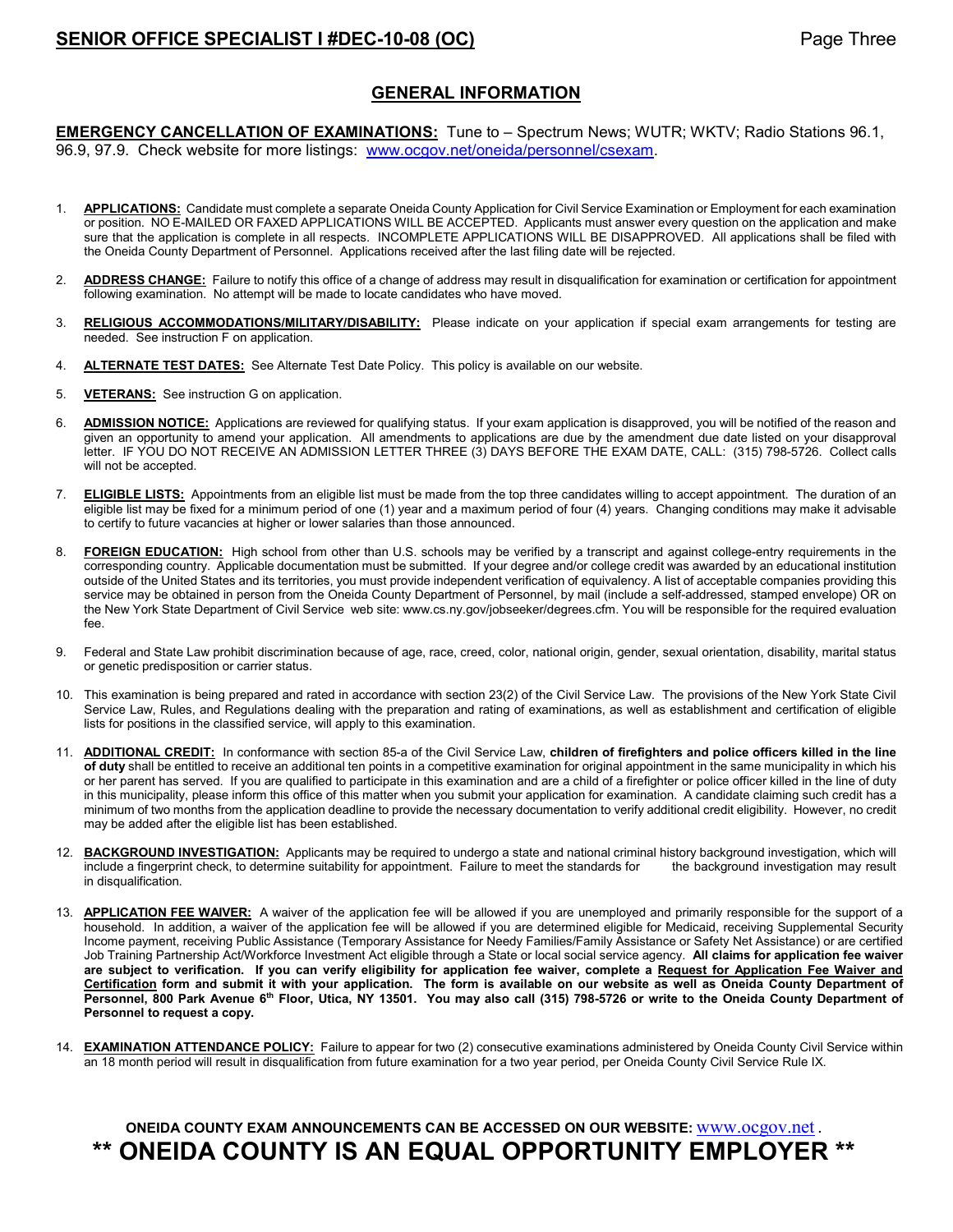## GENERAL INFORMATION

**EMERGENCY CANCELLATION OF EXAMINATIONS:** Tune to – Spectrum News; WUTR; WKTV; Radio Stations 96.1, 96.9, 97.9. Check website for more listings: www.ocgov.net/oneida/personnel/csexam.

1. **APPLICATIONS:** Candidate must complete a separate Oneida County Application for Civil Service Examination or Employment for each examination or position. NO E-MAILED OR FAXED APPLICATIONS WILL BE ACCEPTED. Applicants must answer every question on the application and make sure that the application is complete in all respects. INCOMPLETE APPLICATIONS WILL BE DISAPPROVED. All applications shall be filed with the Oneida County Department of Personnel. Applications received after the last filing date will be rejected.

2. **ADDRESS CHANGE:** Failure to notify this office of a change of address may result in disqualification for examination or certification for appointment following examination. No attempt will be made to locate candidates who have moved.

3. **RELIGIOUS ACCOMMODATIONS/MILITARY/DISABILITY:** Please indicate on your application if special exam arrangements for testing are needed. See instruction F on application.

4. **ALTERNATE TEST DATES:** See Alternate Test Date Policy. This policy is available on our website.

5. **VETERANS:** See instruction G on application.

6. **ADMISSION NOTICE:** Applications are reviewed for qualifying status. If your exam application is disapproved, you will be notified of the reason and given an opportunity to amend your application. All amendments to applications are due by the amendment due date listed on your disapproval letter. IF YOU DO NOT RECEIVE AN ADMISSION LETTER THREE (3) DAYS BEFORE THE EXAM DATE, CALL: (315) 798-5726. Collect calls will not be accepted.

7. **ELIGIBLE LISTS:** Appointments from an eligible list must be made from the top three candidates willing to accept appointment. The duration of an eligible list may be fixed for a minimum period of one (1) year and a maximum period of four (4) years. Changing conditions may make it advisable to certify to future vacancies at higher or lower salaries than those announced.

8. **FOREIGN EDUCATION:** High school from other than U.S. schools may be verified by a transcript and against college-entry requirements in the corresponding country. Applicable documentation must be submitted. If your degree and/or college credit was awarded by an educational institution outside of the United States and its territories, you must provide independent verification of equivalency. A list of acceptable companies providing this service may be obtained in person from the Oneida County Department of Personnel, by mail (include a self-addressed, stamped envelope) OR on the New York State Department of Civil Service web site: www.cs.ny.gov/jobseeker/degrees.cfm. You will be responsible for the required evaluation fee.

9. Federal and State Law prohibit discrimination because of age, race, creed, color, national origin, gender, sexual orientation, disability, marital status or genetic predisposition or carrier status.

10. This examination is being prepared and rated in accordance with section 23(2) of the Civil Service Law. The provisions of the New York State Civil Service Law, Rules, and Regulations dealing with the preparation and rating of examinations, as well as establishment and certification of eligible lists for positions in the classified service, will apply to this examination.

11. **ADDITIONAL CREDIT:** In conformance with section 85-a of the Civil Service Law, **children of firefighters and police officers killed in the line of duty** shall be entitled to receive an additional ten points in a competitive examination for original appointment in the same municipality in which his or her parent has served. If you are qualified to participate in this examination and are a child of a firefighter or police officer killed in the line of duty in this municipality, please inform this office of this matter when you submit your application for examination. A candidate claiming such credit has a minimum of two months from the application deadline to provide the necessary documentation to verify additional credit eligibility. However, no credit may be added after the eligible list has been established.

12. **BACKGROUND INVESTIGATION:** Applicants may be required to undergo a state and national criminal history background investigation, which will include a fingerprint check, to determine suitability for appointment. Failure to meet the standards for the background investigation may result in disqualification.

13. **APPLICATION FEE WAIVER:** A waiver of the application fee will be allowed if you are unemployed and primarily responsible for the support of a household. In addition, a waiver of the application fee will be allowed if you are determined eligible for Medicaid, receiving Supplemental Security Income payment, receiving Public Assistance (Temporary Assistance for Needy Families/Family Assistance or Safety Net Assistance) or are certified Job Training Partnership Act/Workforce Investment Act eligible through a State or local social service agency. **All claims for application fee waiver are subject to verification. If you can verify eligibility for application fee waiver, complete a Request for Application Fee Waiver and Certification form and submit it with your application. The form is available on our website as well as Oneida County Department of Personnel, 800 Park Avenue 6th Floor, Utica, NY 13501. You may also call (315) 798-5726 or write to the Oneida County Department of Personnel to request a copy.**

14. **EXAMINATION ATTENDANCE POLICY:** Failure to appear for two (2) consecutive examinations administered by Oneida County Civil Service within an 18 month period will result in disqualification from future examination for a two year period, per Oneida County Civil Service Rule IX.

**ONEIDA COUNTY EXAM ANNOUNCEMENTS CAN BE ACCESSED ON OUR WEBSITE:** www.ocgov.net.

# \*\* ONEIDA COUNTY IS AN EQUAL OPPORTUNITY EMPLOYER \*\*